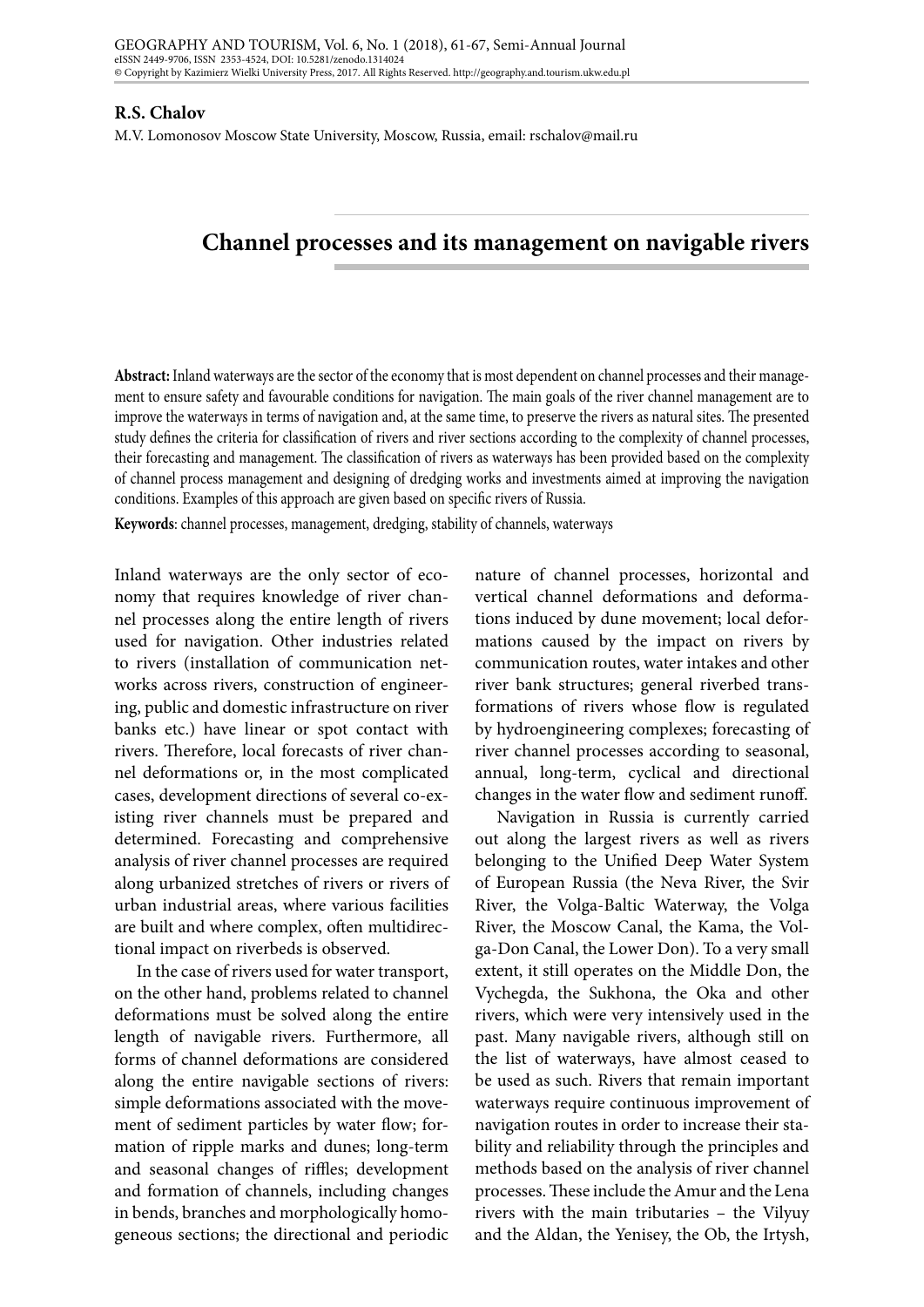**R.S. Chalov**

M.V. Lomonosov Moscow State University, Moscow, Russia, email: rschalov@mail.ru

# Channel processes and its management on navigable rivers

**Abstract:** Inland waterways are the sector of the economy that is most dependent on channel processes and their management to ensure safety and favourable conditions for navigation. The main goals of the river channel management are to improve the waterways in terms of navigation and, at the same time, to preserve the rivers as natural sites. The presented study defines the criteria for classification of rivers and river sections according to the complexity of channel processes, their forecasting and management. The classification of rivers as waterways has been provided based on the complexity of channel process management and designing of dredging works and investments aimed at improving the navigation conditions. Examples of this approach are given based on specific rivers of Russia.

**Keywords**: channel processes, management, dredging, stability of channels, waterways

Inland waterways are the only sector of economy that requires knowledge of river channel processes along the entire length of rivers used for navigation. Other industries related to rivers (installation of communication networks across rivers, construction of engineering, public and domestic infrastructure on river banks etc.) have linear or spot contact with rivers. Therefore, local forecasts of river channel deformations or, in the most complicated cases, development directions of several co-existing river channels must be prepared and determined. Forecasting and comprehensive analysis of river channel processes are required along urbanized stretches of rivers or rivers of urban industrial areas, where various facilities are built and where complex, often multidirectional impact on riverbeds is observed.

In the case of rivers used for water transport, on the other hand, problems related to channel deformations must be solved along the entire length of navigable rivers. Furthermore, all forms of channel deformations are considered along the entire navigable sections of rivers: simple deformations associated with the movement of sediment particles by water flow; formation of ripple marks and dunes; long-term and seasonal changes of riffles; development and formation of channels, including changes in bends, branches and morphologically homogeneous sections; the directional and periodic nature of channel processes, horizontal and vertical channel deformations and deformations induced by dune movement; local deformations caused by the impact on rivers by communication routes, water intakes and other river bank structures; general riverbed transformations of rivers whose flow is regulated by hydroengineering complexes; forecasting of river channel processes according to seasonal, annual, long-term, cyclical and directional changes in the water flow and sediment runoff.

Navigation in Russia is currently carried out along the largest rivers as well as rivers belonging to the Unified Deep Water System of European Russia (the Neva River, the Svir River, the Volga-Baltic Waterway, the Volga River, the Moscow Canal, the Kama, the Volga-Don Canal, the Lower Don). To a very small extent, it still operates on the Middle Don, the Vychegda, the Sukhona, the Oka and other rivers, which were very intensively used in the past. Many navigable rivers, although still on the list of waterways, have almost ceased to be used as such. Rivers that remain important waterways require continuous improvement of navigation routes in order to increase their stability and reliability through the principles and methods based on the analysis of river channel processes. These include the Amur and the Lena rivers with the main tributaries – the Vilyuy and the Aldan, the Yenisey, the Ob, the Irtysh,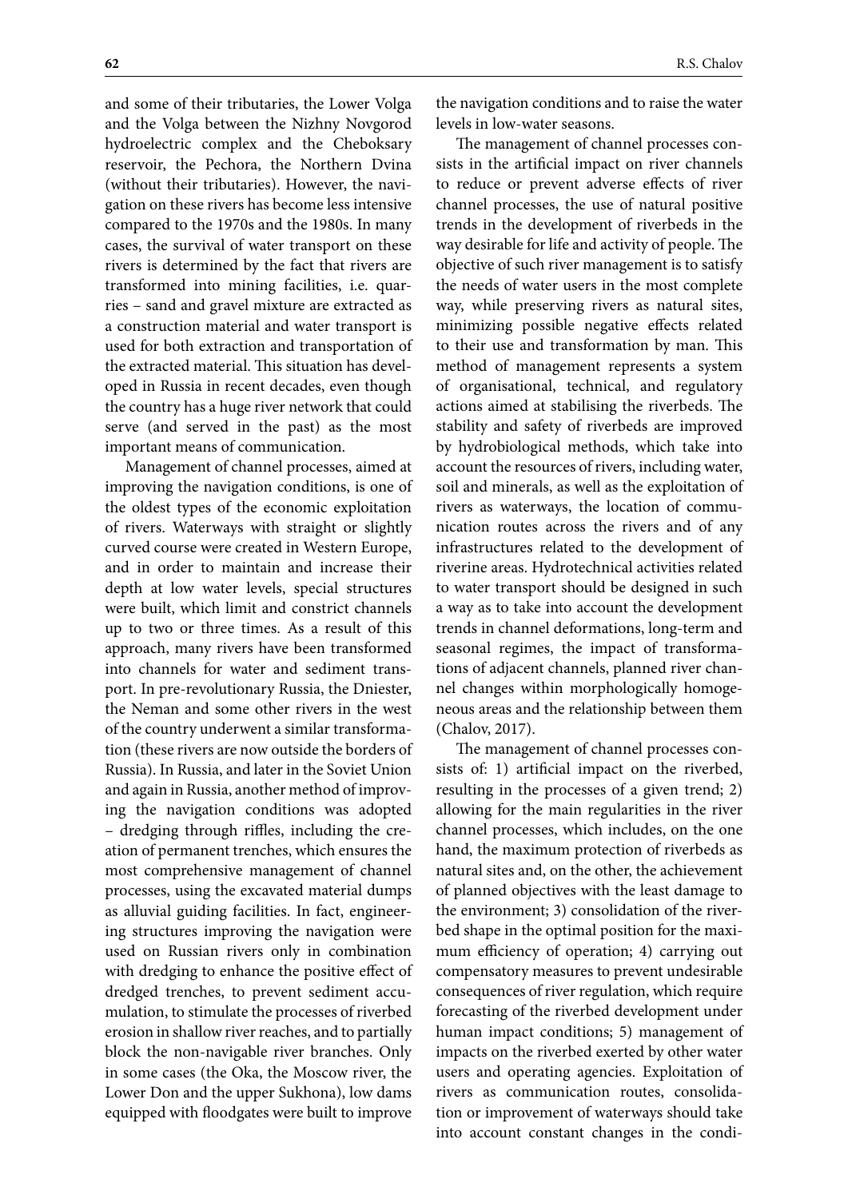and some of their tributaries, the Lower Volga and the Volga between the Nizhny Novgorod hydroelectric complex and the Cheboksary reservoir, the Pechora, the Northern Dvina (without their tributaries). However, the navigation on these rivers has become less intensive compared to the 1970s and the 1980s. In many cases, the survival of water transport on these rivers is determined by the fact that rivers are transformed into mining facilities, i.e. quarries – sand and gravel mixture are extracted as a construction material and water transport is used for both extraction and transportation of the extracted material. This situation has developed in Russia in recent decades, even though the country has a huge river network that could serve (and served in the past) as the most important means of communication.

Management of channel processes, aimed at improving the navigation conditions, is one of the oldest types of the economic exploitation of rivers. Waterways with straight or slightly curved course were created in Western Europe, and in order to maintain and increase their depth at low water levels, special structures were built, which limit and constrict channels up to two or three times. As a result of this approach, many rivers have been transformed into channels for water and sediment transport. In pre-revolutionary Russia, the Dniester, the Neman and some other rivers in the west of the country underwent a similar transformation (these rivers are now outside the borders of Russia). In Russia, and later in the Soviet Union and again in Russia, another method of improving the navigation conditions was adopted – dredging through riffles, including the creation of permanent trenches, which ensures the most comprehensive management of channel processes, using the excavated material dumps as alluvial guiding facilities. In fact, engineering structures improving the navigation were used on Russian rivers only in combination with dredging to enhance the positive effect of dredged trenches, to prevent sediment accumulation, to stimulate the processes of riverbed erosion in shallow river reaches, and to partially block the non-navigable river branches. Only in some cases (the Oka, the Moscow river, the Lower Don and the upper Sukhona), low dams equipped with floodgates were built to improve the navigation conditions and to raise the water levels in low-water seasons.

The management of channel processes consists in the artificial impact on river channels to reduce or prevent adverse effects of river channel processes, the use of natural positive trends in the development of riverbeds in the way desirable for life and activity of people. The objective of such river management is to satisfy the needs of water users in the most complete way, while preserving rivers as natural sites, minimizing possible negative effects related to their use and transformation by man. This method of management represents a system of organisational, technical, and regulatory actions aimed at stabilising the riverbeds. The stability and safety of riverbeds are improved by hydrobiological methods, which take into account the resources of rivers, including water, soil and minerals, as well as the exploitation of rivers as waterways, the location of communication routes across the rivers and of any infrastructures related to the development of riverine areas. Hydrotechnical activities related to water transport should be designed in such a way as to take into account the development trends in channel deformations, long-term and seasonal regimes, the impact of transformations of adjacent channels, planned river channel changes within morphologically homogeneous areas and the relationship between them (Chalov, 2017).

The management of channel processes consists of: 1) artificial impact on the riverbed, resulting in the processes of a given trend; 2) allowing for the main regularities in the river channel processes, which includes, on the one hand, the maximum protection of riverbeds as natural sites and, on the other, the achievement of planned objectives with the least damage to the environment; 3) consolidation of the riverbed shape in the optimal position for the maximum efficiency of operation; 4) carrying out compensatory measures to prevent undesirable consequences of river regulation, which require forecasting of the riverbed development under human impact conditions; 5) management of impacts on the riverbed exerted by other water users and operating agencies. Exploitation of rivers as communication routes, consolidation or improvement of waterways should take into account constant changes in the condi-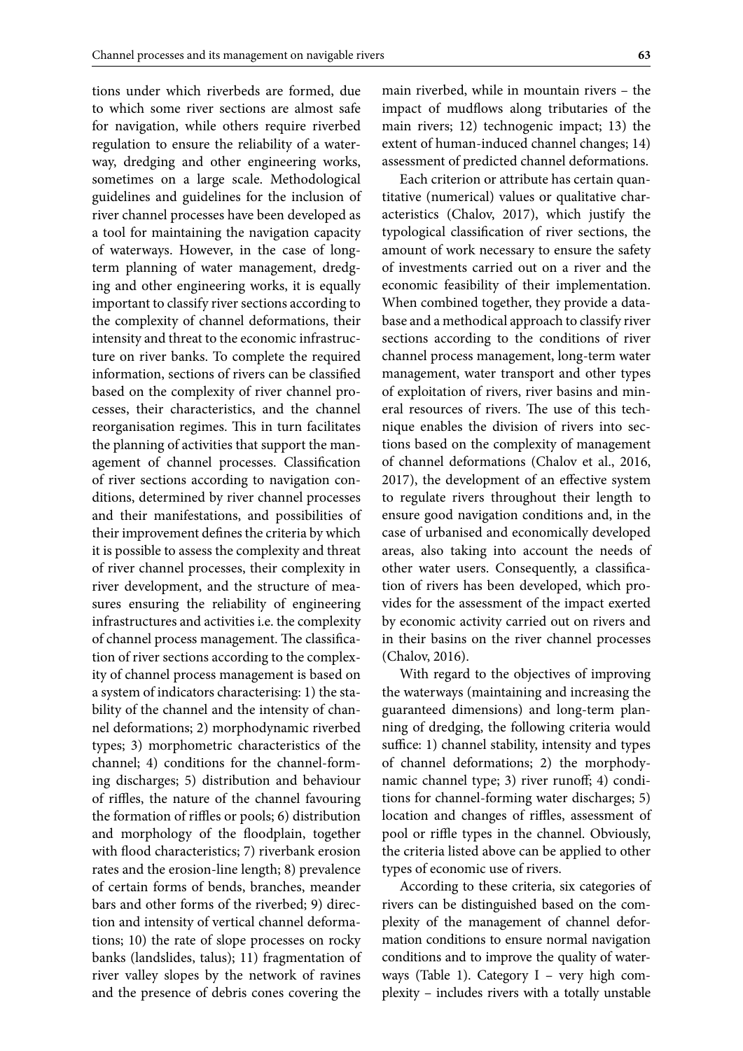tions under which riverbeds are formed, due to which some river sections are almost safe for navigation, while others require riverbed regulation to ensure the reliability of a waterway, dredging and other engineering works, sometimes on a large scale. Methodological guidelines and guidelines for the inclusion of river channel processes have been developed as a tool for maintaining the navigation capacity of waterways. However, in the case of long-term planning of water management, dredging and other engineering works, it is equally important to classify river sections according to the complexity of channel deformations, their intensity and threat to the economic infrastructure on river banks. To complete the required information, sections of rivers can be classified based on the complexity of river channel processes, their characteristics, and the channel reorganisation regimes. This in turn facilitates the planning of activities that support the management of channel processes. Classification of river sections according to navigation conditions, determined by river channel processes and their manifestations, and possibilities of their improvement defines the criteria by which it is possible to assess the complexity and threat of river channel processes, their complexity in river development, and the structure of measures ensuring the reliability of engineering infrastructures and activities i.e. the complexity of channel process management. The classification of river sections according to the complexity of channel process management is based on a system of indicators characterising: 1) the stability of the channel and the intensity of channel deformations; 2) morphodynamic riverbed types; 3) morphometric characteristics of the channel; 4) conditions for the channel-forming discharges; 5) distribution and behaviour of riffles, the nature of the channel favouring the formation of riffles or pools; 6) distribution and morphology of the floodplain, together with flood characteristics; 7) riverbank erosion rates and the erosion-line length; 8) prevalence of certain forms of bends, branches, meander bars and other forms of the riverbed; 9) direction and intensity of vertical channel deformations; 10) the rate of slope processes on rocky banks (landslides, talus); 11) fragmentation of river valley slopes by the network of ravines and the presence of debris cones covering the main riverbed, while in mountain rivers – the impact of mudflows along tributaries of the main rivers; 12) technogenic impact; 13) the extent of human-induced channel changes; 14) assessment of predicted channel deformations.

Each criterion or attribute has certain quantitative (numerical) values or qualitative characteristics (Chalov, 2017), which justify the typological classification of river sections, the amount of work necessary to ensure the safety of investments carried out on a river and the economic feasibility of their implementation. When combined together, they provide a database and a methodical approach to classify river sections according to the conditions of river channel process management, long-term water management, water transport and other types of exploitation of rivers, river basins and mineral resources of rivers. The use of this technique enables the division of rivers into sections based on the complexity of management of channel deformations (Chalov et al., 2016, 2017), the development of an effective system to regulate rivers throughout their length to ensure good navigation conditions and, in the case of urbanised and economically developed areas, also taking into account the needs of other water users. Consequently, a classification of rivers has been developed, which provides for the assessment of the impact exerted by economic activity carried out on rivers and in their basins on the river channel processes (Chalov, 2016).

With regard to the objectives of improving the waterways (maintaining and increasing the guaranteed dimensions) and long-term planning of dredging, the following criteria would suffice: 1) channel stability, intensity and types of channel deformations; 2) the morphodynamic channel type; 3) river runoff; 4) conditions for channel-forming water discharges; 5) location and changes of riffles, assessment of pool or riffle types in the channel. Obviously, the criteria listed above can be applied to other types of economic use of rivers.

According to these criteria, six categories of rivers can be distinguished based on the complexity of the management of channel deformation conditions to ensure normal navigation conditions and to improve the quality of waterways (Table 1). Category I – very high complexity – includes rivers with a totally unstable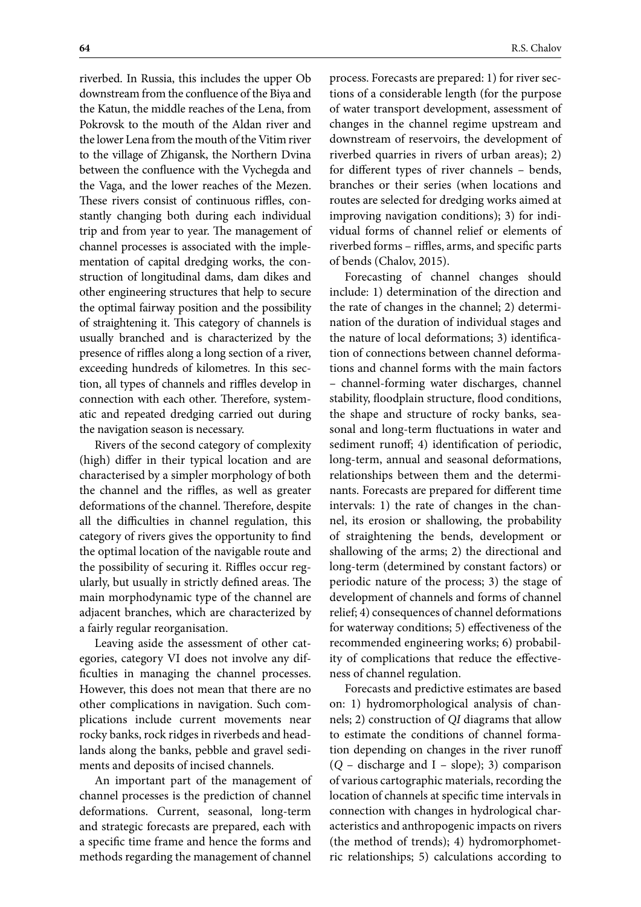riverbed. In Russia, this includes the upper Ob downstream from the confluence of the Biya and the Katun, the middle reaches of the Lena, from Pokrovsk to the mouth of the Aldan river and the lower Lena from the mouth of the Vitim river to the village of Zhigansk, the Northern Dvina between the confluence with the Vychegda and the Vaga, and the lower reaches of the Mezen. These rivers consist of continuous riffles, constantly changing both during each individual trip and from year to year. The management of channel processes is associated with the implementation of capital dredging works, the construction of longitudinal dams, dam dikes and other engineering structures that help to secure the optimal fairway position and the possibility of straightening it. This category of channels is usually branched and is characterized by the presence of riffles along a long section of a river, exceeding hundreds of kilometres. In this section, all types of channels and riffles develop in connection with each other. Therefore, systematic and repeated dredging carried out during the navigation season is necessary.

Rivers of the second category of complexity (high) differ in their typical location and are characterised by a simpler morphology of both the channel and the riffles, as well as greater deformations of the channel. Therefore, despite all the difficulties in channel regulation, this category of rivers gives the opportunity to find the optimal location of the navigable route and the possibility of securing it. Riffles occur regularly, but usually in strictly defined areas. The main morphodynamic type of the channel are adjacent branches, which are characterized by a fairly regular reorganisation.

Leaving aside the assessment of other categories, category VI does not involve any difficulties in managing the channel processes. However, this does not mean that there are no other complications in navigation. Such complications include current movements near rocky banks, rock ridges in riverbeds and headlands along the banks, pebble and gravel sediments and deposits of incised channels.

An important part of the management of channel processes is the prediction of channel deformations. Current, seasonal, long-term and strategic forecasts are prepared, each with a specific time frame and hence the forms and methods regarding the management of channel process. Forecasts are prepared: 1) for river sections of a considerable length (for the purpose of water transport development, assessment of changes in the channel regime upstream and downstream of reservoirs, the development of riverbed quarries in rivers of urban areas); 2) for different types of river channels – bends, branches or their series (when locations and routes are selected for dredging works aimed at improving navigation conditions); 3) for individual forms of channel relief or elements of riverbed forms – riffles, arms, and specific parts of bends (Chalov, 2015).

Forecasting of channel changes should include: 1) determination of the direction and the rate of changes in the channel; 2) determination of the duration of individual stages and the nature of local deformations; 3) identification of connections between channel deformations and channel forms with the main factors – channel-forming water discharges, channel stability, floodplain structure, flood conditions, the shape and structure of rocky banks, seasonal and long-term fluctuations in water and sediment runoff; 4) identification of periodic, long-term, annual and seasonal deformations, relationships between them and the determinants. Forecasts are prepared for different time intervals: 1) the rate of changes in the channel, its erosion or shallowing, the probability of straightening the bends, development or shallowing of the arms; 2) the directional and long-term (determined by constant factors) or periodic nature of the process; 3) the stage of development of channels and forms of channel relief; 4) consequences of channel deformations for waterway conditions; 5) effectiveness of the recommended engineering works; 6) probability of complications that reduce the effectiveness of channel regulation.

Forecasts and predictive estimates are based on: 1) hydromorphological analysis of channels; 2) construction of *QI* diagrams that allow to estimate the conditions of channel formation depending on changes in the river runoff ($Q$ – discharge and I – slope); 3) comparison of various cartographic materials, recording the location of channels at specific time intervals in connection with changes in hydrological characteristics and anthropogenic impacts on rivers (the method of trends); 4) hydromorphometric relationships; 5) calculations according to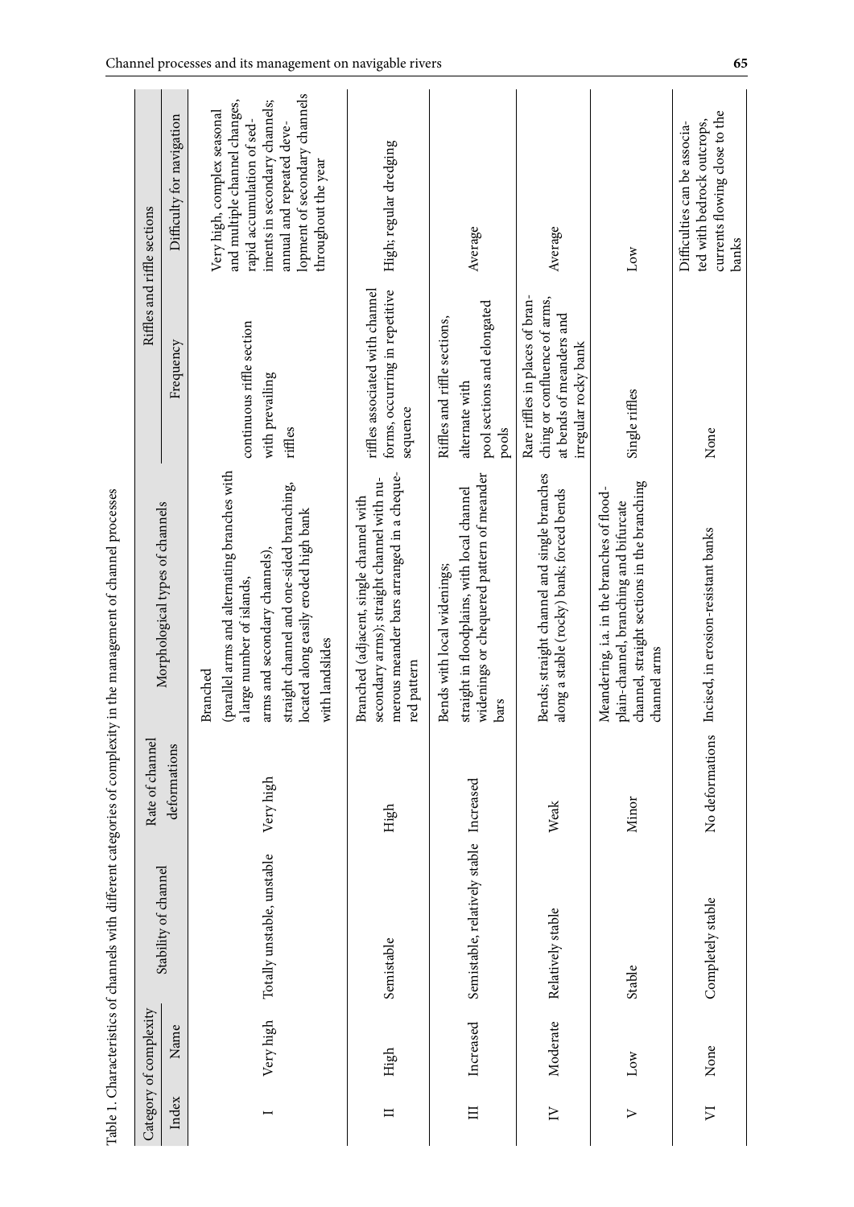Table 1. Characteristics of channels with different categories of complexity in the management of channel processes

| Category of complexity | | Stability of channel | Rate of channel deformations | Morphological types of channels | Riffles and riffle sections | |
|---|---|---|---|---|---|---|
| Index | Name | | | | Frequency | Difficulty for navigation |
| I | Very high | Totally unstable, unstable | Very high | Branched (parallel arms and alternating branches with a large number of islands, arms and secondary channels), straight channel and one-sided branching, located along easily eroded high bank with landslides | continuous riffle section with prevailing riffles | Very high, complex seasonal and multiple channel changes, rapid accumulation of sediments in secondary channels; annual and repeated development of secondary channels throughout the year |
| II | High | Semistable | High | Branched (adjacent, single channel with secondary arms); straight channel with numerous meander bars arranged in a chequered pattern | riffles associated with channel forms, occurring in repetitive sequence | High; regular dredging |
| III | Increased | Semistable, relatively stable | Increased | Bends with local widenings; straight in floodplains, with local channel widenings or chequered pattern of meander bars | Riffles and riffle sections, alternate with pool sections and elongated pools | Average |
| IV | Moderate | Relatively stable | Weak | Bends; straight channel and single branches along a stable (rocky) bank; forced bends | Rare riffles in places of branching or confluence of arms, at bends of meanders and irregular rocky bank | Average |
| V | Low | Stable | Minor | Meandering, i.a. in the branches of floodplain-channel, branching and bifurcate channel, straight sections in the branching channel arms | Single riffles | Low |
| VI | None | Completely stable | No deformations | Incised, in erosion-resistant banks | None | Difficulties can be associated with bedrock outcrops, currents flowing close to the banks |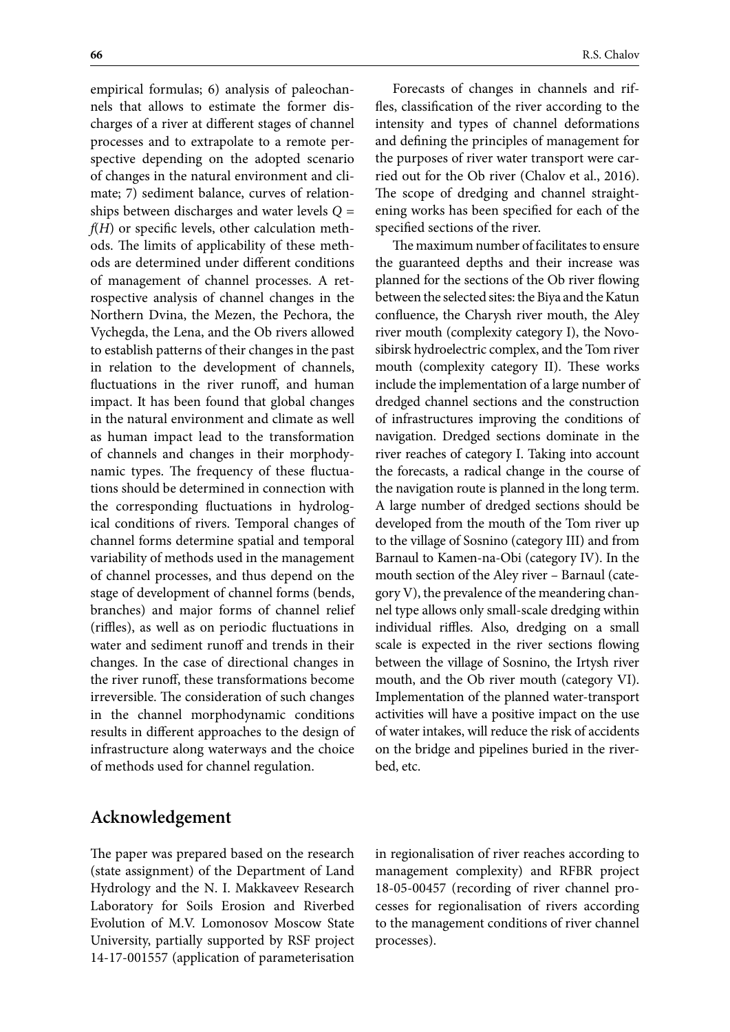empirical formulas; 6) analysis of paleochannels that allows to estimate the former discharges of a river at different stages of channel processes and to extrapolate to a remote perspective depending on the adopted scenario of changes in the natural environment and climate; 7) sediment balance, curves of relationships between discharges and water levels $Q = f(H)$ or specific levels, other calculation methods. The limits of applicability of these methods are determined under different conditions of management of channel processes. A retrospective analysis of channel changes in the Northern Dvina, the Mezen, the Pechora, the Vychegda, the Lena, and the Ob rivers allowed to establish patterns of their changes in the past in relation to the development of channels, fluctuations in the river runoff, and human impact. It has been found that global changes in the natural environment and climate as well as human impact lead to the transformation of channels and changes in their morphodynamic types. The frequency of these fluctuations should be determined in connection with the corresponding fluctuations in hydrological conditions of rivers. Temporal changes of channel forms determine spatial and temporal variability of methods used in the management of channel processes, and thus depend on the stage of development of channel forms (bends, branches) and major forms of channel relief (riffles), as well as on periodic fluctuations in water and sediment runoff and trends in their changes. In the case of directional changes in the river runoff, these transformations become irreversible. The consideration of such changes in the channel morphodynamic conditions results in different approaches to the design of infrastructure along waterways and the choice of methods used for channel regulation.

Forecasts of changes in channels and riffles, classification of the river according to the intensity and types of channel deformations and defining the principles of management for the purposes of river water transport were carried out for the Ob river (Chalov et al., 2016). The scope of dredging and channel straightening works has been specified for each of the specified sections of the river.

The maximum number of facilitates to ensure the guaranteed depths and their increase was planned for the sections of the Ob river flowing between the selected sites: the Biya and the Katun confluence, the Charysh river mouth, the Aley river mouth (complexity category I), the Novosibirsk hydroelectric complex, and the Tom river mouth (complexity category II). These works include the implementation of a large number of dredged channel sections and the construction of infrastructures improving the conditions of navigation. Dredged sections dominate in the river reaches of category I. Taking into account the forecasts, a radical change in the course of the navigation route is planned in the long term. A large number of dredged sections should be developed from the mouth of the Tom river up to the village of Sosnino (category III) and from Barnaul to Kamen-na-Obi (category IV). In the mouth section of the Aley river – Barnaul (category V), the prevalence of the meandering channel type allows only small-scale dredging within individual riffles. Also, dredging on a small scale is expected in the river sections flowing between the village of Sosnino, the Irtysh river mouth, and the Ob river mouth (category VI). Implementation of the planned water-transport activities will have a positive impact on the use of water intakes, will reduce the risk of accidents on the bridge and pipelines buried in the riverbed, etc.

## Acknowledgement

The paper was prepared based on the research (state assignment) of the Department of Land Hydrology and the N. I. Makkaveev Research Laboratory for Soils Erosion and Riverbed Evolution of M.V. Lomonosov Moscow State University, partially supported by RSF project 14-17-001557 (application of parameterisation in regionalisation of river reaches according to management complexity) and RFBR project 18-05-00457 (recording of river channel processes for regionalisation of rivers according to the management conditions of river channel processes).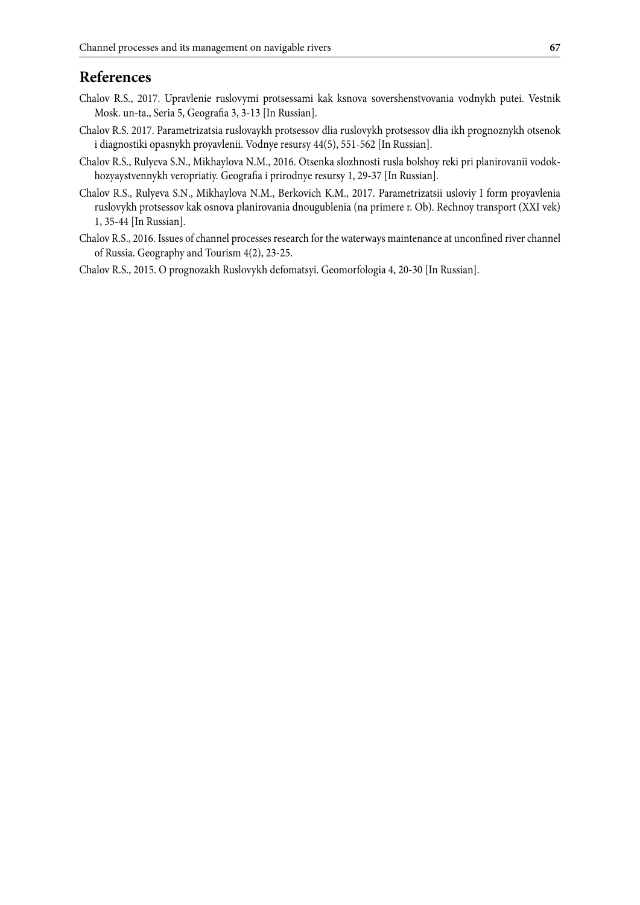## References

Chalov R.S., 2017. Upravlenie ruslovymi protsessami kak ksnova sovershenstvovania vodnykh putei. Vestnik Mosk. un-ta., Seria 5, Geografia 3, 3-13 [In Russian].

Chalov R.S. 2017. Parametrizatsia ruslovaykh protsessov dlia ruslovykh protsessov dlia ikh prognoznykh otsenok i diagnostiki opasnykh proyavlenii. Vodnye resursy 44(5), 551-562 [In Russian].

Chalov R.S., Rulyeva S.N., Mikhaylova N.M., 2016. Otsenka slozhnosti rusla bolshoy reki pri planirovanii vodok-hozyaystvennykh veropriatiy. Geografia i prirodnye resursy 1, 29-37 [In Russian].

Chalov R.S., Rulyeva S.N., Mikhaylova N.M., Berkovich K.M., 2017. Parametrizatsii usloviy I form proyavlenia ruslovykh protsessov kak osnova planirovania dnougublenia (na primere r. Ob). Rechnoy transport (XXI vek) 1, 35-44 [In Russian].

Chalov R.S., 2016. Issues of channel processes research for the waterways maintenance at unconfined river channel of Russia. Geography and Tourism 4(2), 23-25.

Chalov R.S., 2015. O prognozakh Ruslovykh defomatsyi. Geomorfologia 4, 20-30 [In Russian].